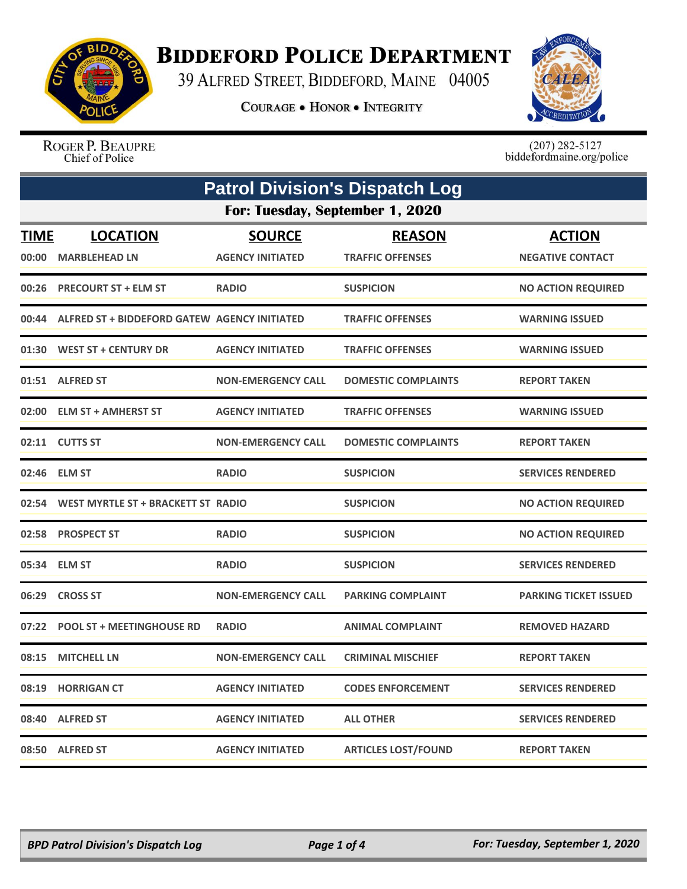# Biddeford Police Department

39 Alfred Street, Biddeford, Maine 04005

**Courage • Honor • Integrity**

Roger P. Beaupre
Chief of Police

(207) 282-5127
biddefordmaine.org/police

## Patrol Division's Dispatch Log

### For: Tuesday, September 1, 2020

| TIME | LOCATION | SOURCE | REASON | ACTION |
|---|---|---|---|---|
| 00:00 | MARBLEHEAD LN | AGENCY INITIATED | TRAFFIC OFFENSES | NEGATIVE CONTACT |
| 00:26 | PRECOURT ST + ELM ST | RADIO | SUSPICION | NO ACTION REQUIRED |
| 00:44 | ALFRED ST + BIDDEFORD GATEW | AGENCY INITIATED | TRAFFIC OFFENSES | WARNING ISSUED |
| 01:30 | WEST ST + CENTURY DR | AGENCY INITIATED | TRAFFIC OFFENSES | WARNING ISSUED |
| 01:51 | ALFRED ST | NON-EMERGENCY CALL | DOMESTIC COMPLAINTS | REPORT TAKEN |
| 02:00 | ELM ST + AMHERST ST | AGENCY INITIATED | TRAFFIC OFFENSES | WARNING ISSUED |
| 02:11 | CUTTS ST | NON-EMERGENCY CALL | DOMESTIC COMPLAINTS | REPORT TAKEN |
| 02:46 | ELM ST | RADIO | SUSPICION | SERVICES RENDERED |
| 02:54 | WEST MYRTLE ST + BRACKETT ST | RADIO | SUSPICION | NO ACTION REQUIRED |
| 02:58 | PROSPECT ST | RADIO | SUSPICION | NO ACTION REQUIRED |
| 05:34 | ELM ST | RADIO | SUSPICION | SERVICES RENDERED |
| 06:29 | CROSS ST | NON-EMERGENCY CALL | PARKING COMPLAINT | PARKING TICKET ISSUED |
| 07:22 | POOL ST + MEETINGHOUSE RD | RADIO | ANIMAL COMPLAINT | REMOVED HAZARD |
| 08:15 | MITCHELL LN | NON-EMERGENCY CALL | CRIMINAL MISCHIEF | REPORT TAKEN |
| 08:19 | HORRIGAN CT | AGENCY INITIATED | CODES ENFORCEMENT | SERVICES RENDERED |
| 08:40 | ALFRED ST | AGENCY INITIATED | ALL OTHER | SERVICES RENDERED |
| 08:50 | ALFRED ST | AGENCY INITIATED | ARTICLES LOST/FOUND | REPORT TAKEN |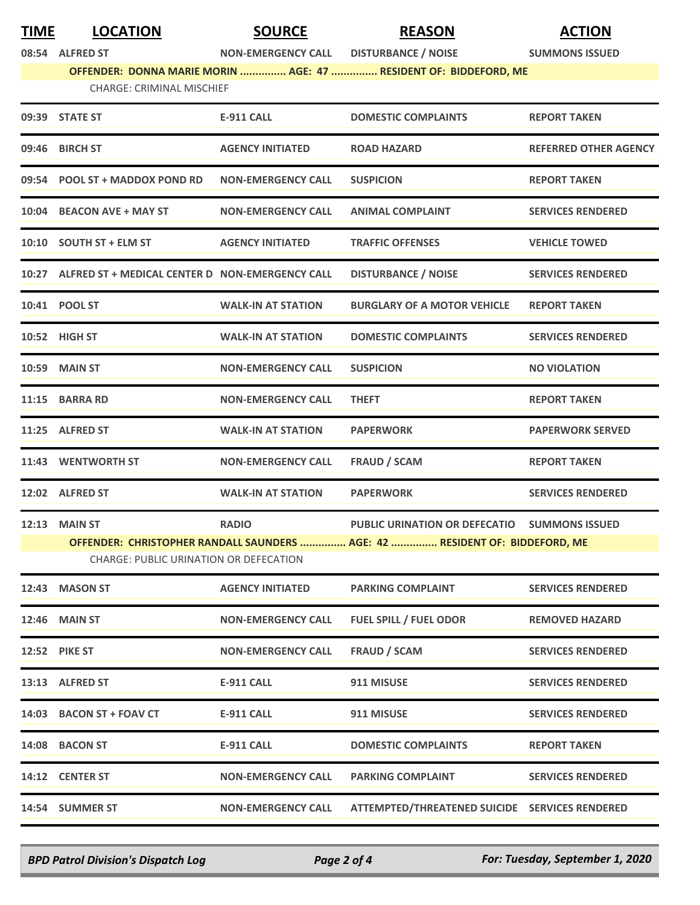| TIME | LOCATION | SOURCE | REASON | ACTION |
|---|---|---|---|---|
| 08:54 | ALFRED ST | NON-EMERGENCY CALL | DISTURBANCE / NOISE | SUMMONS ISSUED |
| | OFFENDER: DONNA MARIE MORIN ............... AGE: 47 ............... RESIDENT OF: BIDDEFORD, ME | | | |
| | CHARGE: CRIMINAL MISCHIEF | | | |
| 09:39 | STATE ST | E-911 CALL | DOMESTIC COMPLAINTS | REPORT TAKEN |
| 09:46 | BIRCH ST | AGENCY INITIATED | ROAD HAZARD | REFERRED OTHER AGENCY |
| 09:54 | POOL ST + MADDOX POND RD | NON-EMERGENCY CALL | SUSPICION | REPORT TAKEN |
| 10:04 | BEACON AVE + MAY ST | NON-EMERGENCY CALL | ANIMAL COMPLAINT | SERVICES RENDERED |
| 10:10 | SOUTH ST + ELM ST | AGENCY INITIATED | TRAFFIC OFFENSES | VEHICLE TOWED |
| 10:27 | ALFRED ST + MEDICAL CENTER D | NON-EMERGENCY CALL | DISTURBANCE / NOISE | SERVICES RENDERED |
| 10:41 | POOL ST | WALK-IN AT STATION | BURGLARY OF A MOTOR VEHICLE | REPORT TAKEN |
| 10:52 | HIGH ST | WALK-IN AT STATION | DOMESTIC COMPLAINTS | SERVICES RENDERED |
| 10:59 | MAIN ST | NON-EMERGENCY CALL | SUSPICION | NO VIOLATION |
| 11:15 | BARRA RD | NON-EMERGENCY CALL | THEFT | REPORT TAKEN |
| 11:25 | ALFRED ST | WALK-IN AT STATION | PAPERWORK | PAPERWORK SERVED |
| 11:43 | WENTWORTH ST | NON-EMERGENCY CALL | FRAUD / SCAM | REPORT TAKEN |
| 12:02 | ALFRED ST | WALK-IN AT STATION | PAPERWORK | SERVICES RENDERED |
| 12:13 | MAIN ST | RADIO | PUBLIC URINATION OR DEFECATIO | SUMMONS ISSUED |
| | OFFENDER: CHRISTOPHER RANDALL SAUNDERS ............... AGE: 42 ............... RESIDENT OF: BIDDEFORD, ME | | | |
| | CHARGE: PUBLIC URINATION OR DEFECATION | | | |
| 12:43 | MASON ST | AGENCY INITIATED | PARKING COMPLAINT | SERVICES RENDERED |
| 12:46 | MAIN ST | NON-EMERGENCY CALL | FUEL SPILL / FUEL ODOR | REMOVED HAZARD |
| 12:52 | PIKE ST | NON-EMERGENCY CALL | FRAUD / SCAM | SERVICES RENDERED |
| 13:13 | ALFRED ST | E-911 CALL | 911 MISUSE | SERVICES RENDERED |
| 14:03 | BACON ST + FOAV CT | E-911 CALL | 911 MISUSE | SERVICES RENDERED |
| 14:08 | BACON ST | E-911 CALL | DOMESTIC COMPLAINTS | REPORT TAKEN |
| 14:12 | CENTER ST | NON-EMERGENCY CALL | PARKING COMPLAINT | SERVICES RENDERED |
| 14:54 | SUMMER ST | NON-EMERGENCY CALL | ATTEMPTED/THREATENED SUICIDE | SERVICES RENDERED |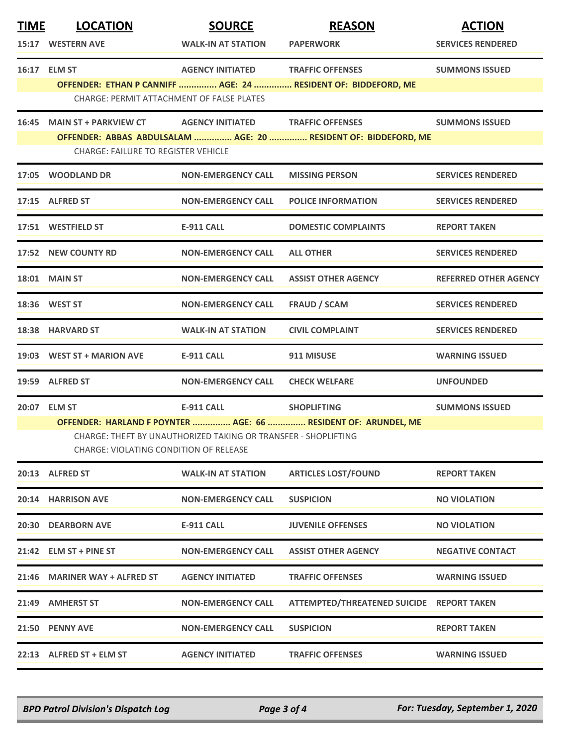| TIME | LOCATION | SOURCE | REASON | ACTION |
|---|---|---|---|---|
| 15:17 | WESTERN AVE | WALK-IN AT STATION | PAPERWORK | SERVICES RENDERED |
| 16:17 | ELM ST | AGENCY INITIATED | TRAFFIC OFFENSES | SUMMONS ISSUED |
| | OFFENDER: ETHAN P CANNIFF ............... AGE: 24 ............... RESIDENT OF: BIDDEFORD, ME | | | |
| | CHARGE: PERMIT ATTACHMENT OF FALSE PLATES | | | |
| 16:45 | MAIN ST + PARKVIEW CT | AGENCY INITIATED | TRAFFIC OFFENSES | SUMMONS ISSUED |
| | OFFENDER: ABBAS ABDULSALAM ............... AGE: 20 ............... RESIDENT OF: BIDDEFORD, ME | | | |
| | CHARGE: FAILURE TO REGISTER VEHICLE | | | |
| 17:05 | WOODLAND DR | NON-EMERGENCY CALL | MISSING PERSON | SERVICES RENDERED |
| 17:15 | ALFRED ST | NON-EMERGENCY CALL | POLICE INFORMATION | SERVICES RENDERED |
| 17:51 | WESTFIELD ST | E-911 CALL | DOMESTIC COMPLAINTS | REPORT TAKEN |
| 17:52 | NEW COUNTY RD | NON-EMERGENCY CALL | ALL OTHER | SERVICES RENDERED |
| 18:01 | MAIN ST | NON-EMERGENCY CALL | ASSIST OTHER AGENCY | REFERRED OTHER AGENCY |
| 18:36 | WEST ST | NON-EMERGENCY CALL | FRAUD / SCAM | SERVICES RENDERED |
| 18:38 | HARVARD ST | WALK-IN AT STATION | CIVIL COMPLAINT | SERVICES RENDERED |
| 19:03 | WEST ST + MARION AVE | E-911 CALL | 911 MISUSE | WARNING ISSUED |
| 19:59 | ALFRED ST | NON-EMERGENCY CALL | CHECK WELFARE | UNFOUNDED |
| 20:07 | ELM ST | E-911 CALL | SHOPLIFTING | SUMMONS ISSUED |
| | OFFENDER: HARLAND F POYNTER ............... AGE: 66 ............... RESIDENT OF: ARUNDEL, ME | | | |
| | CHARGE: THEFT BY UNAUTHORIZED TAKING OR TRANSFER - SHOPLIFTING | | | |
| | CHARGE: VIOLATING CONDITION OF RELEASE | | | |
| 20:13 | ALFRED ST | WALK-IN AT STATION | ARTICLES LOST/FOUND | REPORT TAKEN |
| 20:14 | HARRISON AVE | NON-EMERGENCY CALL | SUSPICION | NO VIOLATION |
| 20:30 | DEARBORN AVE | E-911 CALL | JUVENILE OFFENSES | NO VIOLATION |
| 21:42 | ELM ST + PINE ST | NON-EMERGENCY CALL | ASSIST OTHER AGENCY | NEGATIVE CONTACT |
| 21:46 | MARINER WAY + ALFRED ST | AGENCY INITIATED | TRAFFIC OFFENSES | WARNING ISSUED |
| 21:49 | AMHERST ST | NON-EMERGENCY CALL | ATTEMPTED/THREATENED SUICIDE | REPORT TAKEN |
| 21:50 | PENNY AVE | NON-EMERGENCY CALL | SUSPICION | REPORT TAKEN |
| 22:13 | ALFRED ST + ELM ST | AGENCY INITIATED | TRAFFIC OFFENSES | WARNING ISSUED |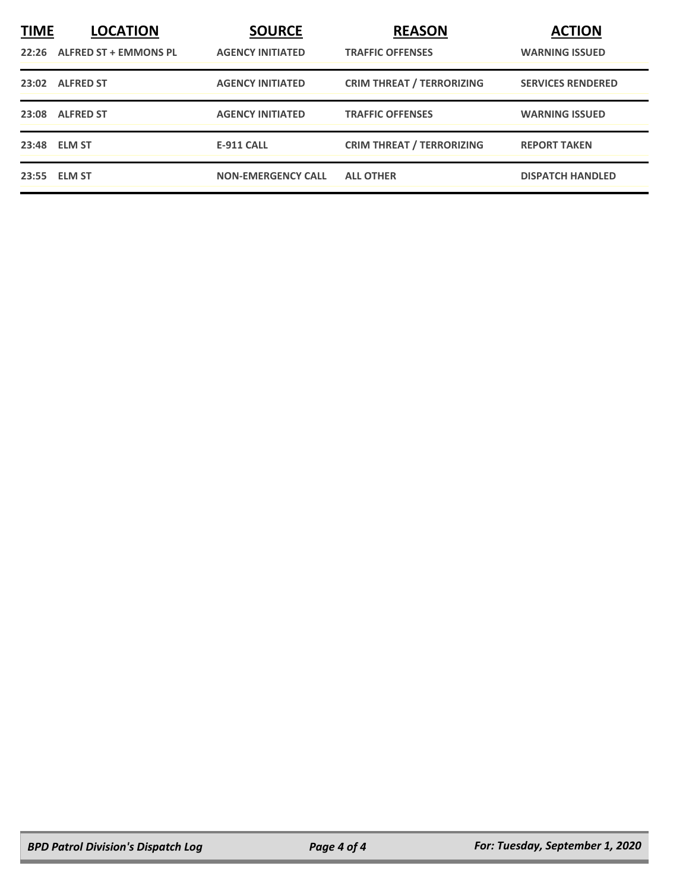| TIME | LOCATION | SOURCE | REASON | ACTION |
|---|---|---|---|---|
| 22:26 | ALFRED ST + EMMONS PL | AGENCY INITIATED | TRAFFIC OFFENSES | WARNING ISSUED |
| 23:02 | ALFRED ST | AGENCY INITIATED | CRIM THREAT / TERRORIZING | SERVICES RENDERED |
| 23:08 | ALFRED ST | AGENCY INITIATED | TRAFFIC OFFENSES | WARNING ISSUED |
| 23:48 | ELM ST | E-911 CALL | CRIM THREAT / TERRORIZING | REPORT TAKEN |
| 23:55 | ELM ST | NON-EMERGENCY CALL | ALL OTHER | DISPATCH HANDLED |